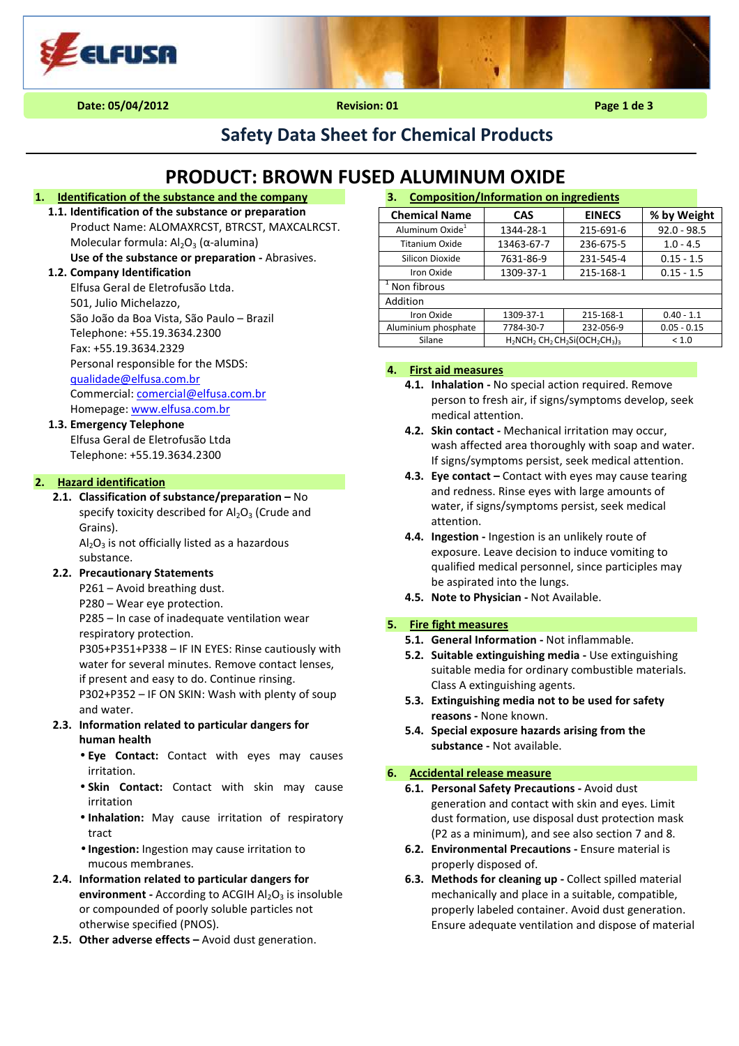# Safety Data Sheet for Chemical Products

# PRODUCT: BROWN FUSED ALUMINUM OXIDE

## 1. Identification of the substance and the company

### 1.1. Identification of the substance or preparation

Product Name: ALOMAXRCST, BTRCST, MAXCALRCST.

Molecular formula: $Al_2O_3$ (α-alumina)

**Use of the substance or preparation -** Abrasives.

### 1.2. Company Identification

Elfusa Geral de Eletrofusão Ltda.
501, Julio Michelazzo,
São João da Boa Vista, São Paulo – Brazil
Telephone: +55.19.3634.2300
Fax: +55.19.3634.2329
Personal responsible for the MSDS:
qualidade@elfusa.com.br
Commercial: comercial@elfusa.com.br
Homepage: www.elfusa.com.br

### 1.3. Emergency Telephone

Elfusa Geral de Eletrofusão Ltda
Telephone: +55.19.3634.2300

## 2. Hazard identification

**2.1. Classification of substance/preparation –** No specify toxicity described for $Al_2O_3$ (Crude and Grains).

$Al_2O_3$ is not officially listed as a hazardous substance.

**2.2. Precautionary Statements**

P261 – Avoid breathing dust.
P280 – Wear eye protection.
P285 – In case of inadequate ventilation wear respiratory protection.
P305+P351+P338 – IF IN EYES: Rinse cautiously with water for several minutes. Remove contact lenses, if present and easy to do. Continue rinsing.
P302+P352 – IF ON SKIN: Wash with plenty of soup and water.

**2.3. Information related to particular dangers for human health**

- **Eye Contact:** Contact with eyes may causes irritation.
- **Skin Contact:** Contact with skin may cause irritation
- **Inhalation:** May cause irritation of respiratory tract
- **Ingestion:** Ingestion may cause irritation to mucous membranes.

**2.4. Information related to particular dangers for environment -** According to ACGIH $Al_2O_3$ is insoluble or compounded of poorly soluble particles not otherwise specified (PNOS).

**2.5. Other adverse effects –** Avoid dust generation.

## 3. Composition/Information on ingredients

| Chemical Name | CAS | EINECS | % by Weight |
|---|---|---|---|
| Aluminum Oxide[1] | 1344-28-1 | 215-691-6 | 92.0 - 98.5 |
| Titanium Oxide | 13463-67-7 | 236-675-5 | 1.0 - 4.5 |
| Silicon Dioxide | 7631-86-9 | 231-545-4 | 0.15 - 1.5 |
| Iron Oxide | 1309-37-1 | 215-168-1 | 0.15 - 1.5 |
| [1] Non fibrous | | | |
| Addition | | | |
| Iron Oxide | 1309-37-1 | 215-168-1 | 0.40 - 1.1 |
| Aluminium phosphate | 7784-30-7 | 232-056-9 | 0.05 - 0.15 |
| Silane | $H_2NCH_2\,CH_2\,CH_2Si(OCH_2CH_3)_3$ | | < 1.0 |

## 4. First aid measures

**4.1. Inhalation -** No special action required. Remove person to fresh air, if signs/symptoms develop, seek medical attention.

**4.2. Skin contact -** Mechanical irritation may occur, wash affected area thoroughly with soap and water. If signs/symptoms persist, seek medical attention.

**4.3. Eye contact –** Contact with eyes may cause tearing and redness. Rinse eyes with large amounts of water, if signs/symptoms persist, seek medical attention.

**4.4. Ingestion -** Ingestion is an unlikely route of exposure. Leave decision to induce vomiting to qualified medical personnel, since participles may be aspirated into the lungs.

**4.5. Note to Physician -** Not Available.

## 5. Fire fight measures

**5.1. General Information -** Not inflammable.

**5.2. Suitable extinguishing media -** Use extinguishing suitable media for ordinary combustible materials. Class A extinguishing agents.

**5.3. Extinguishing media not to be used for safety reasons -** None known.

**5.4. Special exposure hazards arising from the substance -** Not available.

## 6. Accidental release measure

**6.1. Personal Safety Precautions -** Avoid dust generation and contact with skin and eyes. Limit dust formation, use disposal dust protection mask (P2 as a minimum), and see also section 7 and 8.

**6.2. Environmental Precautions -** Ensure material is properly disposed of.

**6.3. Methods for cleaning up -** Collect spilled material mechanically and place in a suitable, compatible, properly labeled container. Avoid dust generation. Ensure adequate ventilation and dispose of material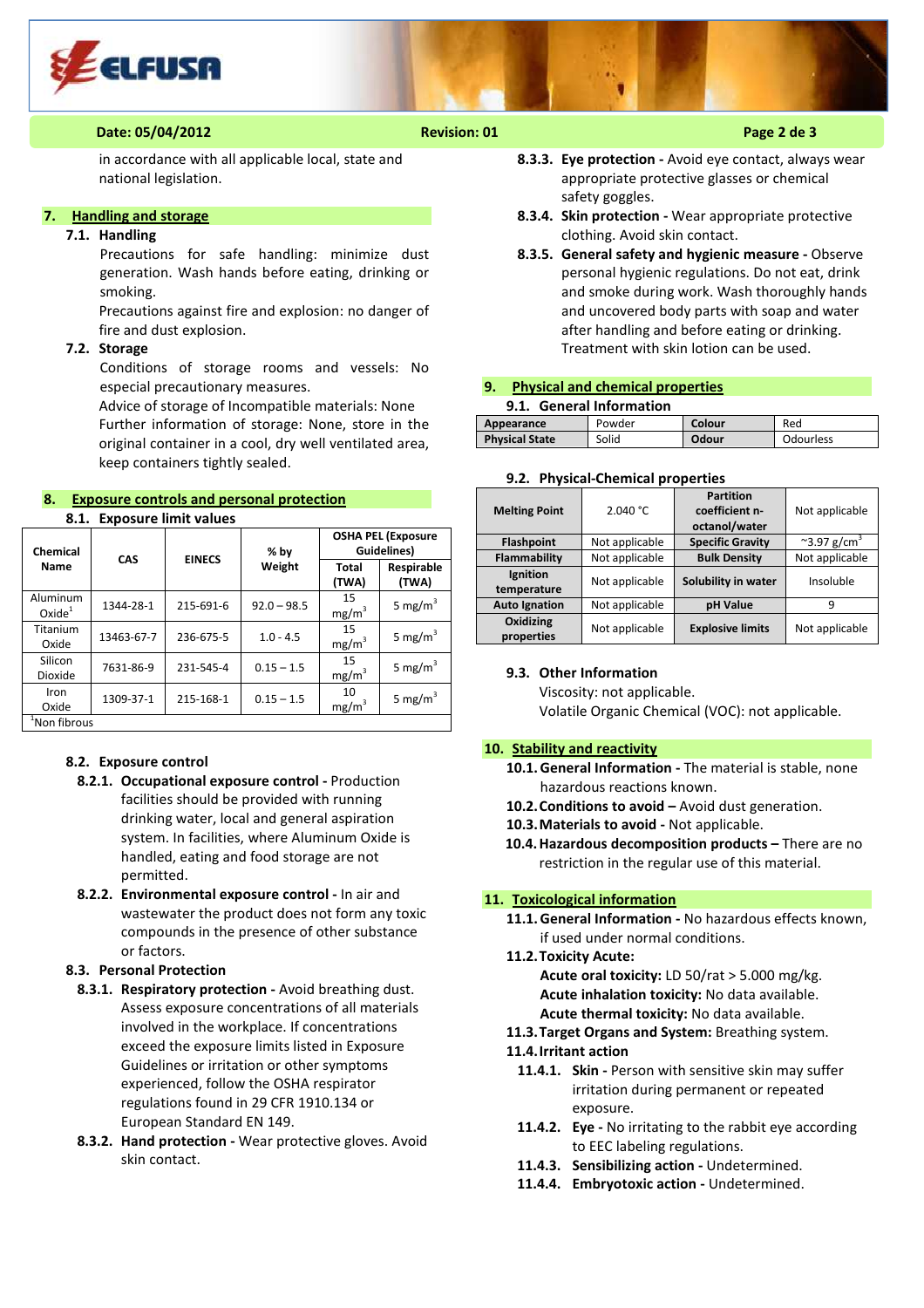in accordance with all applicable local, state and national legislation.

## 7. Handling and storage

### 7.1. Handling

Precautions for safe handling: minimize dust generation. Wash hands before eating, drinking or smoking.

Precautions against fire and explosion: no danger of fire and dust explosion.

### 7.2. Storage

Conditions of storage rooms and vessels: No especial precautionary measures.

Advice of storage of Incompatible materials: None

Further information of storage: None, store in the original container in a cool, dry well ventilated area, keep containers tightly sealed.

## 8. Exposure controls and personal protection

### 8.1. Exposure limit values

| Chemical Name | CAS | EINECS | % by Weight | OSHA PEL (Exposure Guidelines) | |
|---|---|---|---|---|---|
| | | | | Total (TWA) | Respirable (TWA) |
| Aluminum Oxide[1] | 1344-28-1 | 215-691-6 | 92.0 – 98.5 | 15 mg/m$^3$ | 5 mg/m$^3$ |
| Titanium Oxide | 13463-67-7 | 236-675-5 | 1.0 - 4.5 | 15 mg/m$^3$ | 5 mg/m$^3$ |
| Silicon Dioxide | 7631-86-9 | 231-545-4 | 0.15 – 1.5 | 15 mg/m$^3$ | 5 mg/m$^3$ |
| Iron Oxide | 1309-37-1 | 215-168-1 | 0.15 – 1.5 | 10 mg/m$^3$ | 5 mg/m$^3$ |

[1]Non fibrous

### 8.2. Exposure control

**8.2.1. Occupational exposure control -** Production facilities should be provided with running drinking water, local and general aspiration system. In facilities, where Aluminum Oxide is handled, eating and food storage are not permitted.

**8.2.2. Environmental exposure control -** In air and wastewater the product does not form any toxic compounds in the presence of other substance or factors.

### 8.3. Personal Protection

**8.3.1. Respiratory protection -** Avoid breathing dust. Assess exposure concentrations of all materials involved in the workplace. If concentrations exceed the exposure limits listed in Exposure Guidelines or irritation or other symptoms experienced, follow the OSHA respirator regulations found in 29 CFR 1910.134 or European Standard EN 149.

**8.3.2. Hand protection -** Wear protective gloves. Avoid skin contact.

**8.3.3. Eye protection -** Avoid eye contact, always wear appropriate protective glasses or chemical safety goggles.

**8.3.4. Skin protection -** Wear appropriate protective clothing. Avoid skin contact.

**8.3.5. General safety and hygienic measure -** Observe personal hygienic regulations. Do not eat, drink and smoke during work. Wash thoroughly hands and uncovered body parts with soap and water after handling and before eating or drinking. Treatment with skin lotion can be used.

## 9. Physical and chemical properties

### 9.1. General Information

| Appearance | Powder | Colour | Red |
|---|---|---|---|
| Physical State | Solid | Odour | Odourless |

### 9.2. Physical-Chemical properties

| Melting Point | 2.040 °C | Partition coefficient n-octanol/water | Not applicable |
|---|---|---|---|
| Flashpoint | Not applicable | Specific Gravity | ~3.97 g/cm$^3$ |
| Flammability | Not applicable | Bulk Density | Not applicable |
| Ignition temperature | Not applicable | Solubility in water | Insoluble |
| Auto Ignation | Not applicable | pH Value | 9 |
| Oxidizing properties | Not applicable | Explosive limits | Not applicable |

### 9.3. Other Information

Viscosity: not applicable.

Volatile Organic Chemical (VOC): not applicable.

## 10. Stability and reactivity

**10.1. General Information -** The material is stable, none hazardous reactions known.

**10.2. Conditions to avoid –** Avoid dust generation.

**10.3. Materials to avoid -** Not applicable.

**10.4. Hazardous decomposition products –** There are no restriction in the regular use of this material.

## 11. Toxicological information

**11.1. General Information -** No hazardous effects known, if used under normal conditions.

**11.2. Toxicity Acute:**

**Acute oral toxicity:** LD 50/rat > 5.000 mg/kg.

**Acute inhalation toxicity:** No data available.

**Acute thermal toxicity:** No data available.

**11.3. Target Organs and System:** Breathing system.

**11.4. Irritant action**

**11.4.1. Skin -** Person with sensitive skin may suffer irritation during permanent or repeated exposure.

**11.4.2. Eye -** No irritating to the rabbit eye according to EEC labeling regulations.

**11.4.3. Sensibilizing action -** Undetermined.

**11.4.4. Embryotoxic action -** Undetermined.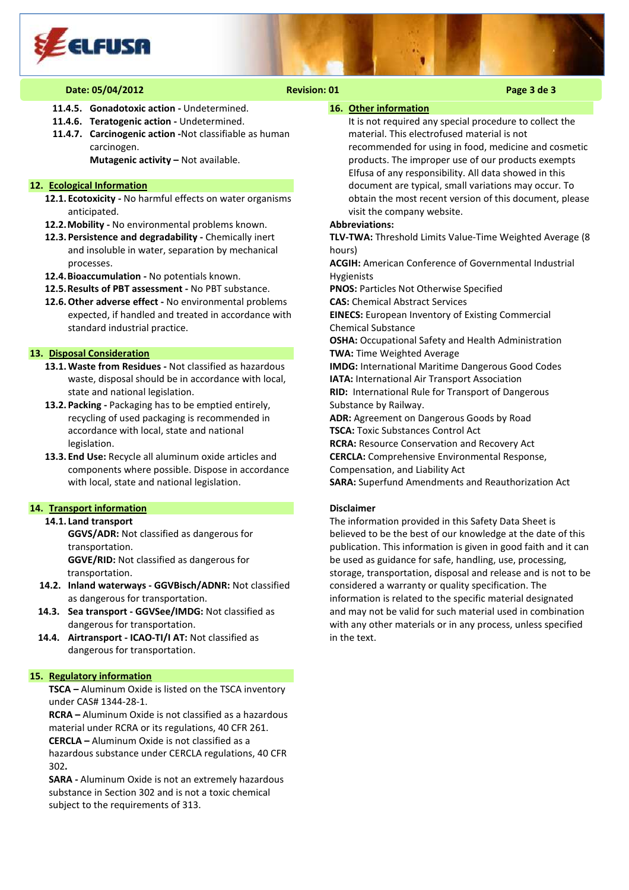11.4.5. **Gonadotoxic action -** Undetermined.

11.4.6. **Teratogenic action -** Undetermined.

11.4.7. **Carcinogenic action -**Not classifiable as human carcinogen.

**Mutagenic activity –** Not available.

## 12. Ecological Information

12.1. **Ecotoxicity -** No harmful effects on water organisms anticipated.

12.2. **Mobility -** No environmental problems known.

12.3. **Persistence and degradability -** Chemically inert and insoluble in water, separation by mechanical processes.

12.4. **Bioaccumulation -** No potentials known.

12.5. **Results of PBT assessment -** No PBT substance.

12.6. **Other adverse effect -** No environmental problems expected, if handled and treated in accordance with standard industrial practice.

## 13. Disposal Consideration

13.1. **Waste from Residues -** Not classified as hazardous waste, disposal should be in accordance with local, state and national legislation.

13.2. **Packing -** Packaging has to be emptied entirely, recycling of used packaging is recommended in accordance with local, state and national legislation.

13.3. **End Use:** Recycle all aluminum oxide articles and components where possible. Dispose in accordance with local, state and national legislation.

## 14. Transport information

14.1. **Land transport**

**GGVS/ADR:** Not classified as dangerous for transportation.

**GGVE/RID:** Not classified as dangerous for transportation.

14.2. **Inland waterways - GGVBisch/ADNR:** Not classified as dangerous for transportation.

14.3. **Sea transport - GGVSee/IMDG:** Not classified as dangerous for transportation.

14.4. **Airtransport - ICAO-TI/I AT:** Not classified as dangerous for transportation.

## 15. Regulatory information

**TSCA –** Aluminum Oxide is listed on the TSCA inventory under CAS# 1344-28-1.

**RCRA –** Aluminum Oxide is not classified as a hazardous material under RCRA or its regulations, 40 CFR 261.

**CERCLA –** Aluminum Oxide is not classified as a hazardous substance under CERCLA regulations, 40 CFR 302**.**

**SARA -** Aluminum Oxide is not an extremely hazardous substance in Section 302 and is not a toxic chemical subject to the requirements of 313.

## 16. Other information

It is not required any special procedure to collect the material. This electrofused material is not recommended for using in food, medicine and cosmetic products. The improper use of our products exempts Elfusa of any responsibility. All data showed in this document are typical, small variations may occur. To obtain the most recent version of this document, please visit the company website.

**Abbreviations:**

**TLV-TWA:** Threshold Limits Value-Time Weighted Average (8 hours)

**ACGIH:** American Conference of Governmental Industrial Hygienists

**PNOS:** Particles Not Otherwise Specified

**CAS:** Chemical Abstract Services

**EINECS:** European Inventory of Existing Commercial Chemical Substance

**OSHA:** Occupational Safety and Health Administration

**TWA:** Time Weighted Average

**IMDG:** International Maritime Dangerous Good Codes

**IATA:** International Air Transport Association

**RID:** International Rule for Transport of Dangerous Substance by Railway.

**ADR:** Agreement on Dangerous Goods by Road

**TSCA:** Toxic Substances Control Act

**RCRA:** Resource Conservation and Recovery Act

**CERCLA:** Comprehensive Environmental Response, Compensation, and Liability Act

**SARA:** Superfund Amendments and Reauthorization Act

**Disclaimer**

The information provided in this Safety Data Sheet is believed to be the best of our knowledge at the date of this publication. This information is given in good faith and it can be used as guidance for safe, handling, use, processing, storage, transportation, disposal and release and is not to be considered a warranty or quality specification. The information is related to the specific material designated and may not be valid for such material used in combination with any other materials or in any process, unless specified in the text.